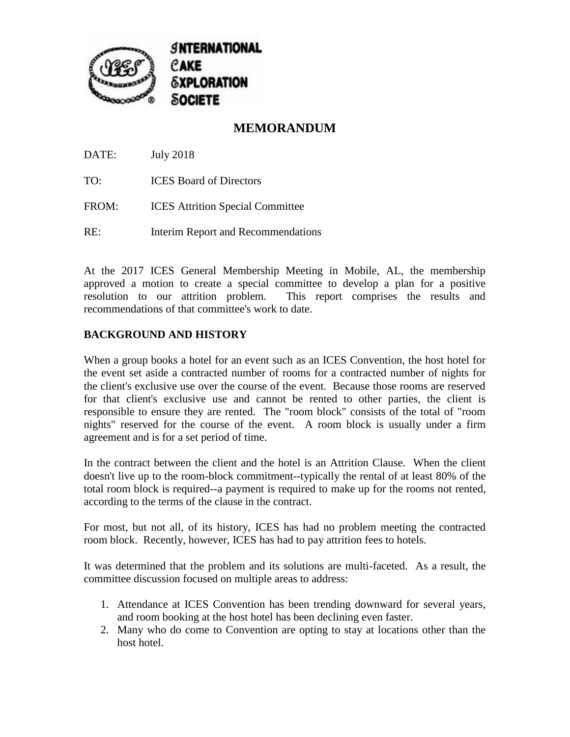INTERNATIONAL CAKE EXPLORATION SOCIETE

# MEMORANDUM

DATE: July 2018

TO: ICES Board of Directors

FROM: ICES Attrition Special Committee

RE: Interim Report and Recommendations

At the 2017 ICES General Membership Meeting in Mobile, AL, the membership approved a motion to create a special committee to develop a plan for a positive resolution to our attrition problem. This report comprises the results and recommendations of that committee's work to date.

**BACKGROUND AND HISTORY**

When a group books a hotel for an event such as an ICES Convention, the host hotel for the event set aside a contracted number of rooms for a contracted number of nights for the client's exclusive use over the course of the event. Because those rooms are reserved for that client's exclusive use and cannot be rented to other parties, the client is responsible to ensure they are rented. The "room block" consists of the total of "room nights" reserved for the course of the event. A room block is usually under a firm agreement and is for a set period of time.

In the contract between the client and the hotel is an Attrition Clause. When the client doesn't live up to the room-block commitment--typically the rental of at least 80% of the total room block is required--a payment is required to make up for the rooms not rented, according to the terms of the clause in the contract.

For most, but not all, of its history, ICES has had no problem meeting the contracted room block. Recently, however, ICES has had to pay attrition fees to hotels.

It was determined that the problem and its solutions are multi-faceted. As a result, the committee discussion focused on multiple areas to address:

1. Attendance at ICES Convention has been trending downward for several years, and room booking at the host hotel has been declining even faster.
2. Many who do come to Convention are opting to stay at locations other than the host hotel.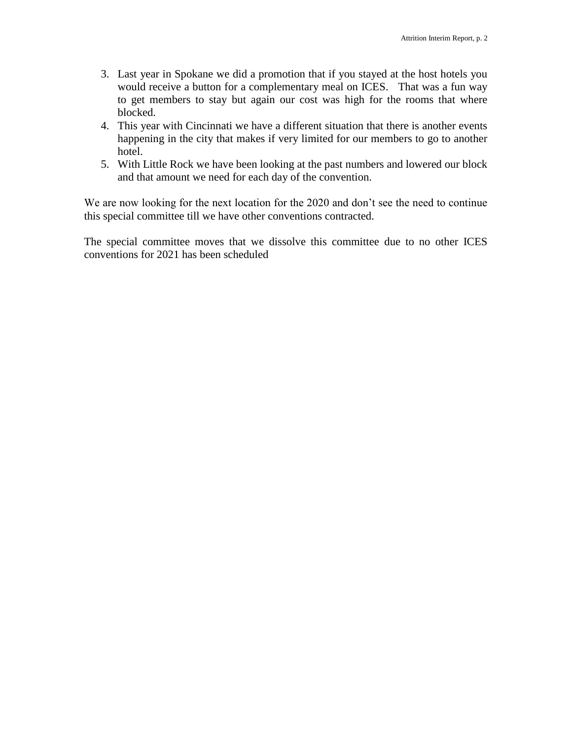3. Last year in Spokane we did a promotion that if you stayed at the host hotels you would receive a button for a complementary meal on ICES. That was a fun way to get members to stay but again our cost was high for the rooms that where blocked.
4. This year with Cincinnati we have a different situation that there is another events happening in the city that makes if very limited for our members to go to another hotel.
5. With Little Rock we have been looking at the past numbers and lowered our block and that amount we need for each day of the convention.

We are now looking for the next location for the 2020 and don't see the need to continue this special committee till we have other conventions contracted.

The special committee moves that we dissolve this committee due to no other ICES conventions for 2021 has been scheduled